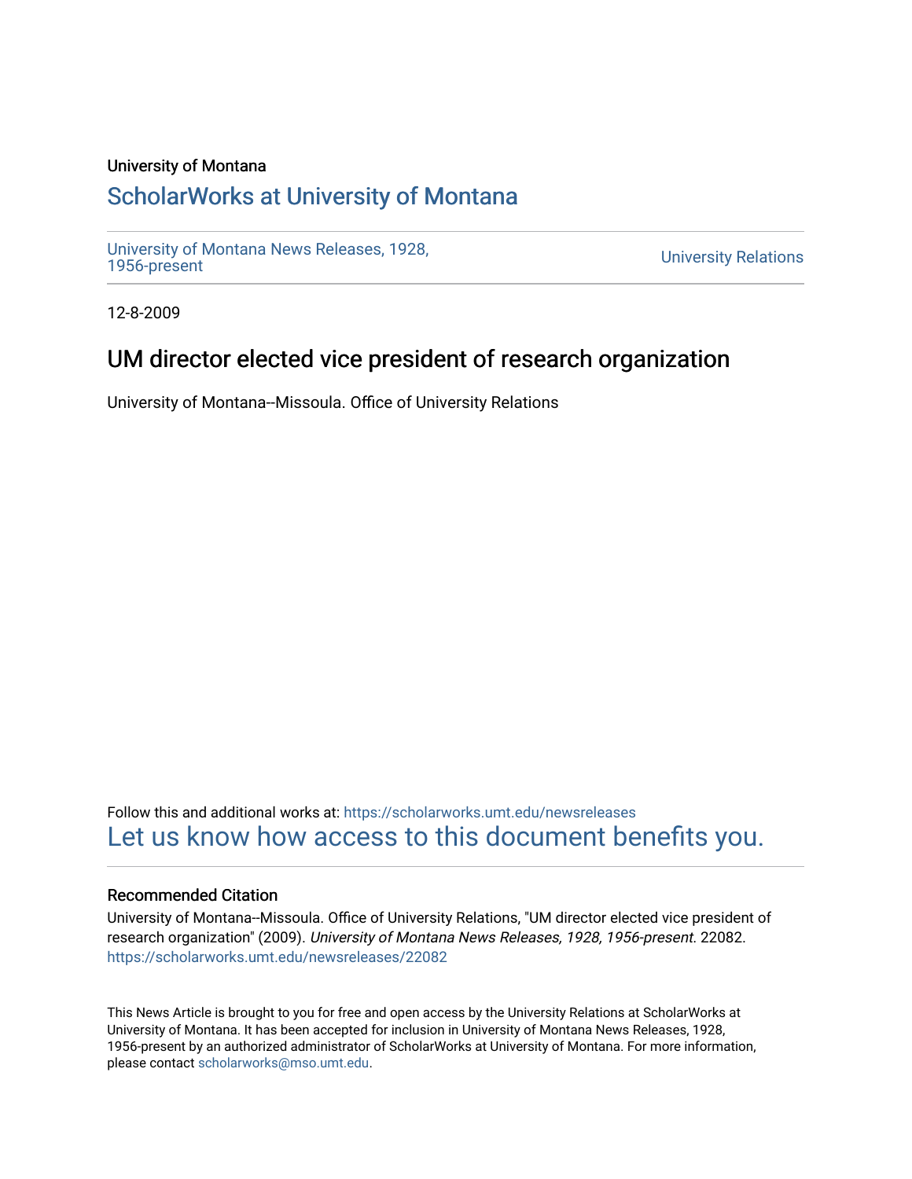University of Montana

# ScholarWorks at University of Montana

University of Montana News Releases, 1928, 1956-present

University Relations

12-8-2009

## UM director elected vice president of research organization

University of Montana--Missoula. Office of University Relations

Follow this and additional works at: https://scholarworks.umt.edu/newsreleases

Let us know how access to this document benefits you.

### Recommended Citation

University of Montana--Missoula. Office of University Relations, "UM director elected vice president of research organization" (2009). *University of Montana News Releases, 1928, 1956-present.* 22082.
https://scholarworks.umt.edu/newsreleases/22082

This News Article is brought to you for free and open access by the University Relations at ScholarWorks at University of Montana. It has been accepted for inclusion in University of Montana News Releases, 1928, 1956-present by an authorized administrator of ScholarWorks at University of Montana. For more information, please contact scholarworks@mso.umt.edu.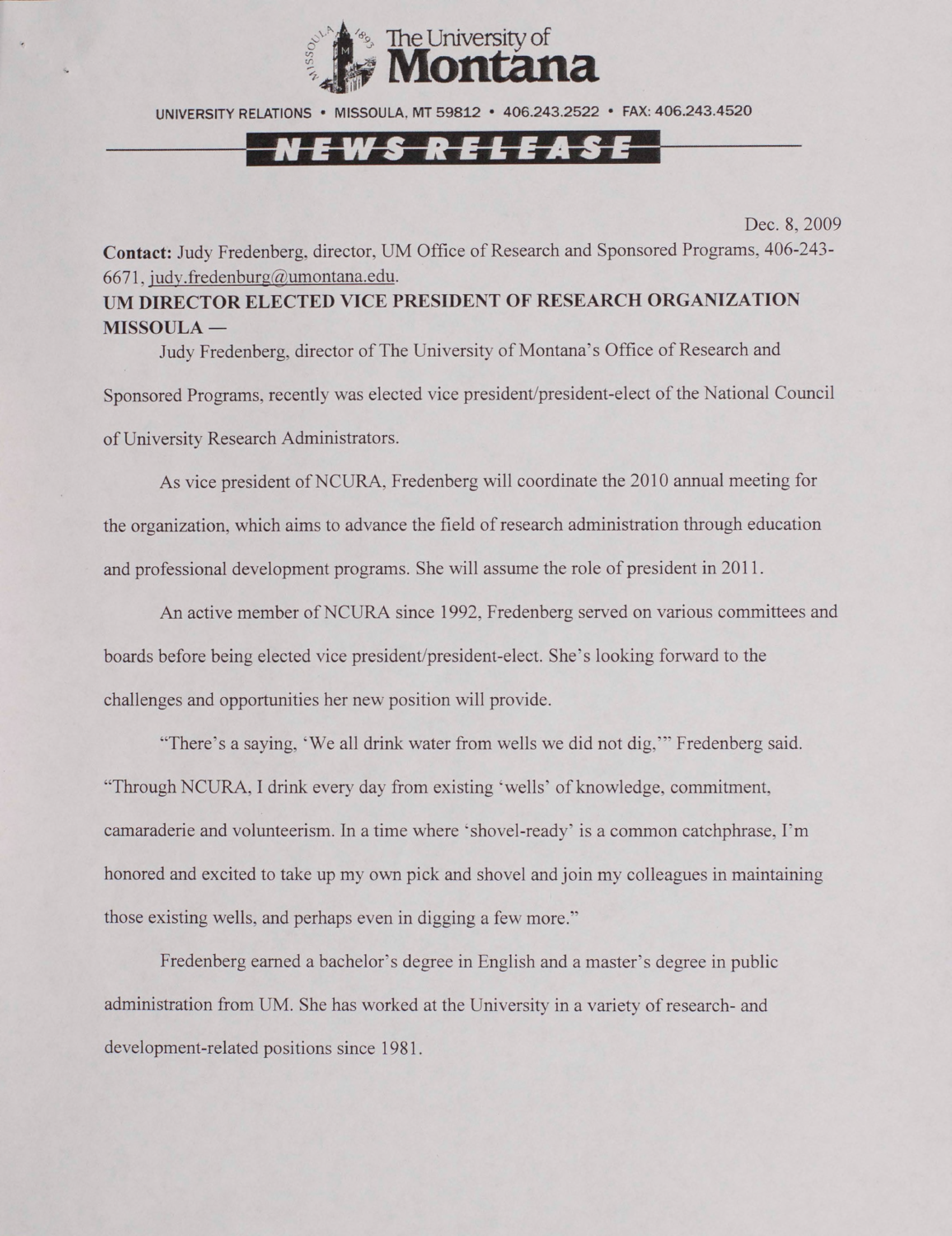The University of **Montana**

UNIVERSITY RELATIONS • MISSOULA, MT 59812 • 406.243.2522 • FAX: 406.243.4520

**NEWS RELEASE**

Dec. 8, 2009

**Contact:** Judy Fredenberg, director, UM Office of Research and Sponsored Programs, 406-243-6671, judy.fredenburg@umontana.edu.

**UM DIRECTOR ELECTED VICE PRESIDENT OF RESEARCH ORGANIZATION**

**MISSOULA —**

Judy Fredenberg, director of The University of Montana's Office of Research and Sponsored Programs, recently was elected vice president/president-elect of the National Council of University Research Administrators.

As vice president of NCURA, Fredenberg will coordinate the 2010 annual meeting for the organization, which aims to advance the field of research administration through education and professional development programs. She will assume the role of president in 2011.

An active member of NCURA since 1992, Fredenberg served on various committees and boards before being elected vice president/president-elect. She's looking forward to the challenges and opportunities her new position will provide.

"There's a saying, 'We all drink water from wells we did not dig,'" Fredenberg said. "Through NCURA, I drink every day from existing 'wells' of knowledge, commitment, camaraderie and volunteerism. In a time where 'shovel-ready' is a common catchphrase, I'm honored and excited to take up my own pick and shovel and join my colleagues in maintaining those existing wells, and perhaps even in digging a few more."

Fredenberg earned a bachelor's degree in English and a master's degree in public administration from UM. She has worked at the University in a variety of research- and development-related positions since 1981.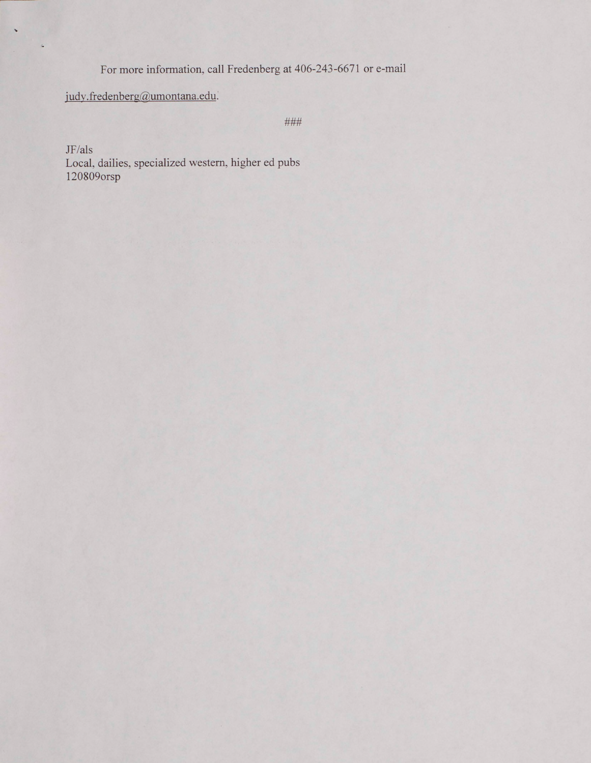For more information, call Fredenberg at 406-243-6671 or e-mail judy.fredenberg@umontana.edu.

###

JF/als
Local, dailies, specialized western, higher ed pubs
120809orsp